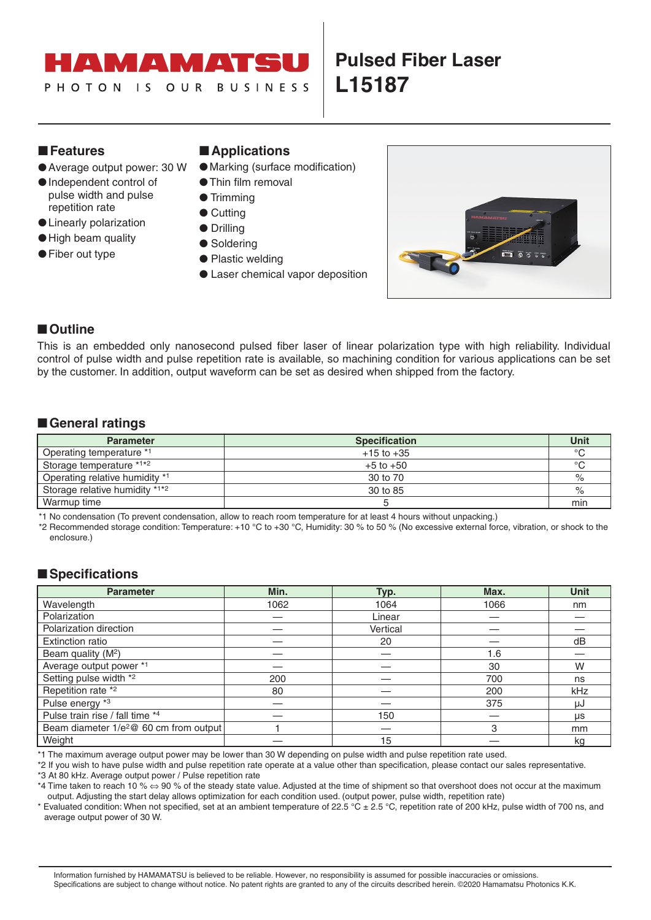HAMAMATSU

PHOTON IS OUR BUSINESS

# Pulsed Fiber Laser L15187

## ■ Features

- Average output power: 30 W
- Independent control of pulse width and pulse repetition rate
- Linearly polarization
- High beam quality
- Fiber out type

## ■ Applications

- Marking (surface modification)
- Thin film removal
- Trimming
- Cutting
- Drilling
- Soldering
- Plastic welding
- Laser chemical vapor deposition

## ■ Outline

This is an embedded only nanosecond pulsed fiber laser of linear polarization type with high reliability. Individual control of pulse width and pulse repetition rate is available, so machining condition for various applications can be set by the customer. In addition, output waveform can be set as desired when shipped from the factory.

## ■ General ratings

| Parameter | Specification | Unit |
|---|---|---|
| Operating temperature *1 | +15 to +35 | °C |
| Storage temperature *1*2 | +5 to +50 | °C |
| Operating relative humidity *1 | 30 to 70 | % |
| Storage relative humidity *1*2 | 30 to 85 | % |
| Warmup time | 5 | min |

*1 No condensation (To prevent condensation, allow to reach room temperature for at least 4 hours without unpacking.)

*2 Recommended storage condition: Temperature: +10 °C to +30 °C, Humidity: 30 % to 50 % (No excessive external force, vibration, or shock to the enclosure.)

## ■ Specifications

| Parameter | Min. | Typ. | Max. | Unit |
|---|---|---|---|---|
| Wavelength | 1062 | 1064 | 1066 | nm |
| Polarization | — | Linear | — | — |
| Polarization direction | — | Vertical | — | — |
| Extinction ratio | — | 20 | — | dB |
| Beam quality ($M^2$) | — | — | 1.6 | — |
| Average output power *1 | — | — | 30 | W |
| Setting pulse width *2 | 200 | — | 700 | ns |
| Repetition rate *2 | 80 | — | 200 | kHz |
| Pulse energy *3 | — | — | 375 | μJ |
| Pulse train rise / fall time *4 | — | 150 | — | μs |
| Beam diameter $1/e^2$@ 60 cm from output | 1 | — | 3 | mm |
| Weight | — | 15 | — | kg |

*1 The maximum average output power may be lower than 30 W depending on pulse width and pulse repetition rate used.

*2 If you wish to have pulse width and pulse repetition rate operate at a value other than specification, please contact our sales representative.

*3 At 80 kHz. Average output power / Pulse repetition rate

*4 Time taken to reach 10 % ⇔ 90 % of the steady state value. Adjusted at the time of shipment so that overshoot does not occur at the maximum output. Adjusting the start delay allows optimization for each condition used. (output power, pulse width, repetition rate)

* Evaluated condition: When not specified, set at an ambient temperature of 22.5 °C ± 2.5 °C, repetition rate of 200 kHz, pulse width of 700 ns, and average output power of 30 W.

Information furnished by HAMAMATSU is believed to be reliable. However, no responsibility is assumed for possible inaccuracies or omissions.
Specifications are subject to change without notice. No patent rights are granted to any of the circuits described herein. ©2020 Hamamatsu Photonics K.K.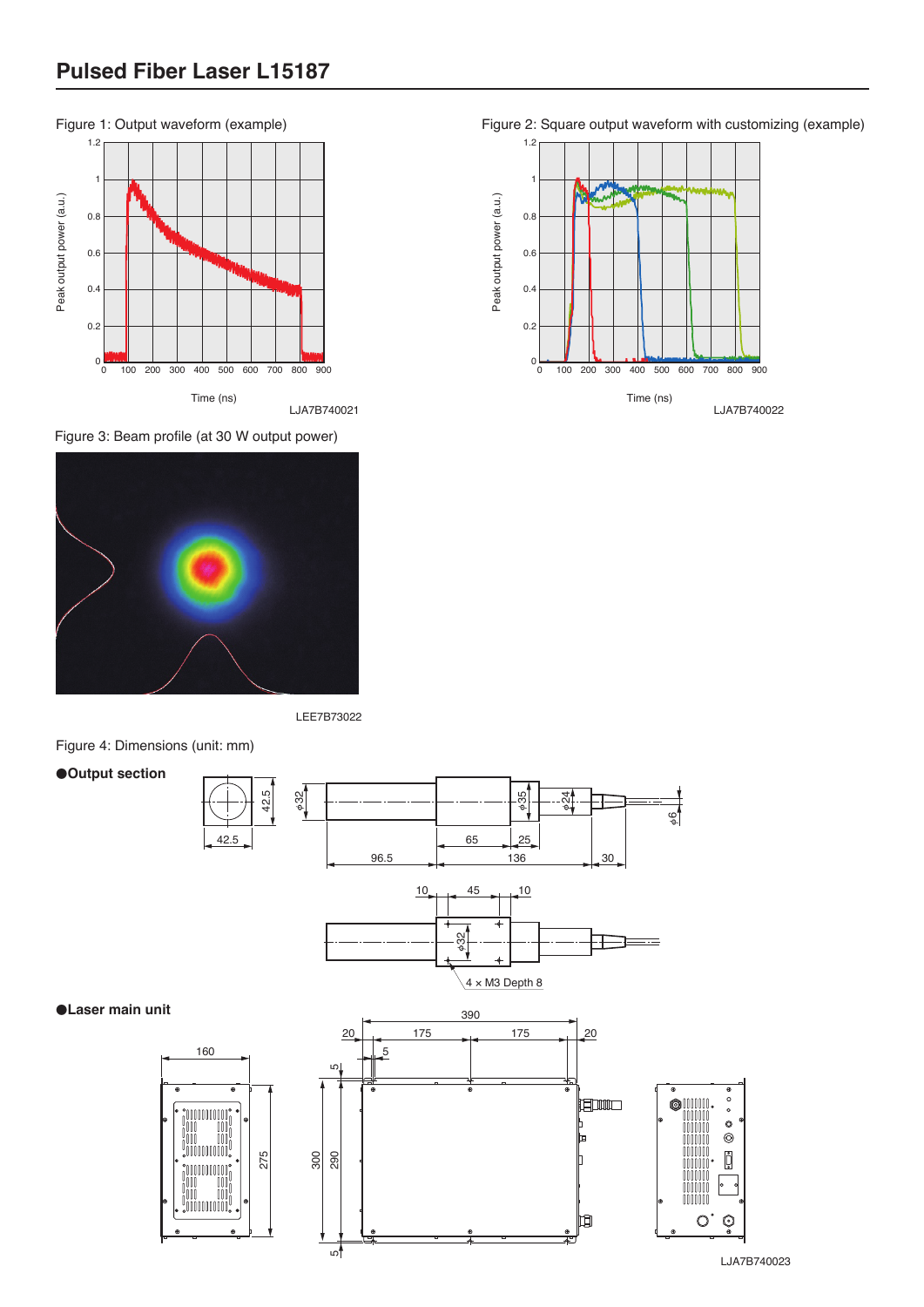# Pulsed Fiber Laser L15187

Figure 1: Output waveform (example)

Peak output power (a.u.)

Time (ns)

LJA7B740021

Figure 2: Square output waveform with customizing (example)

Peak output power (a.u.)

Time (ns)

LJA7B740022

Figure 3: Beam profile (at 30 W output power)

LEE7B73022

Figure 4: Dimensions (unit: mm)

●**Output section**

4 × M3 Depth 8

●**Laser main unit**

LJA7B740023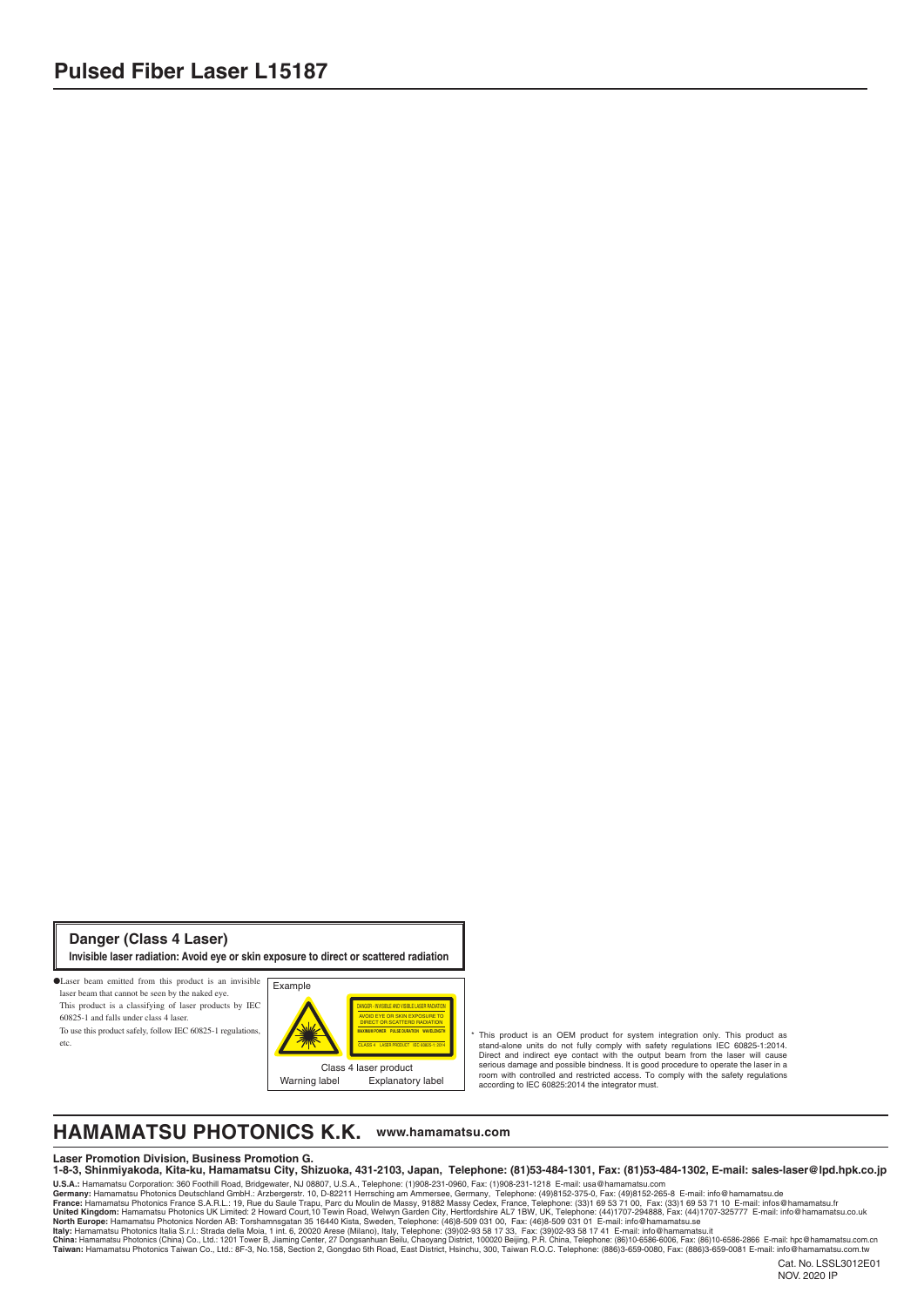# Pulsed Fiber Laser L15187

**Danger (Class 4 Laser)**

**Invisible laser radiation: Avoid eye or skin exposure to direct or scattered radiation**

- Laser beam emitted from this product is an invisible laser beam that cannot be seen by the naked eye.
  This product is a classifying of laser products by IEC 60825-1 and falls under class 4 laser.
  To use this product safely, follow IEC 60825-1 regulations, etc.

Example

DANGER - INVISIBLE AND VISIBLE LASER RADIATION
AVOID EYE OR SKIN EXPOSURE TO DIRECT OR SCATTERED RADIATION
MAXIMUM POWER PULSE DURATION WAVELENGTH
CLASS 4 LASER PRODUCT IEC 60825-1 :2014

Class 4 laser product

Warning label Explanatory label

\* This product is an OEM product for system integration only. This product as stand-alone units do not fully comply with safety regulations IEC 60825-1:2014. Direct and indirect eye contact with the output beam from the laser will cause serious damage and possible bindness. It is good procedure to operate the laser in a room with controlled and restricted access. To comply with the safety regulations according to IEC 60825:2014 the integrator must.

## HAMAMATSU PHOTONICS K.K. www.hamamatsu.com

**Laser Promotion Division, Business Promotion G.**

**1-8-3, Shinmiyakoda, Kita-ku, Hamamatsu City, Shizuoka, 431-2103, Japan, Telephone: (81)53-484-1301, Fax: (81)53-484-1302, E-mail: sales-laser@lpd.hpk.co.jp**

**U.S.A.:** Hamamatsu Corporation: 360 Foothill Road, Bridgewater, NJ 08807, U.S.A., Telephone: (1)908-231-0960, Fax: (1)908-231-1218 E-mail: usa@hamamatsu.com
**Germany:** Hamamatsu Photonics Deutschland GmbH.: Arzbergerstr. 10, D-82211 Herrsching am Ammersee, Germany, Telephone: (49)8152-375-0, Fax: (49)8152-265-8 E-mail: info@hamamatsu.de
**France:** Hamamatsu Photonics France S.A.R.L.: 19, Rue du Saule Trapu, Parc du Moulin de Massy, 91882 Massy Cedex, France, Telephone: (33)1 69 53 71 00, Fax: (33)1 69 53 71 10 E-mail: infos@hamamatsu.fr
**United Kingdom:** Hamamatsu Photonics UK Limited: 2 Howard Court,10 Tewin Road, Welwyn Garden City, Hertfordshire AL7 1BW, UK, Telephone: (44)1707-294888, Fax: (44)1707-325777 E-mail: info@hamamatsu.co.uk
**North Europe:** Hamamatsu Photonics Norden AB: Torshamnsgatan 35 16440 Kista, Sweden, Telephone: (46)8-509 031 00, Fax: (46)8-509 031 01 E-mail: info@hamamatsu.se
**Italy:** Hamamatsu Photonics Italia S.r.l.: Strada della Moia, 1 int. 6, 20020 Arese (Milano), Italy, Telephone: (39)02-93 58 17 33, Fax: (39)02-93 58 17 41 E-mail: info@hamamatsu.it
**China:** Hamamatsu Photonics (China) Co., Ltd.: 1201 Tower B, Jiaming Center, 27 Dongsanhuan Beilu, Chaoyang District, 100020 Beijing, P.R. China, Telephone: (86)10-6586-6006, Fax: (86)10-6586-2866 E-mail: hpc@hamamatsu.com.cn
**Taiwan:** Hamamatsu Photonics Taiwan Co., Ltd.: 8F-3, No.158, Section 2, Gongdao 5th Road, East District, Hsinchu, 300, Taiwan R.O.C. Telephone: (886)3-659-0080, Fax: (886)3-659-0081 E-mail: info@hamamatsu.com.tw

Cat. No. LSSL3012E01
NOV. 2020 IP